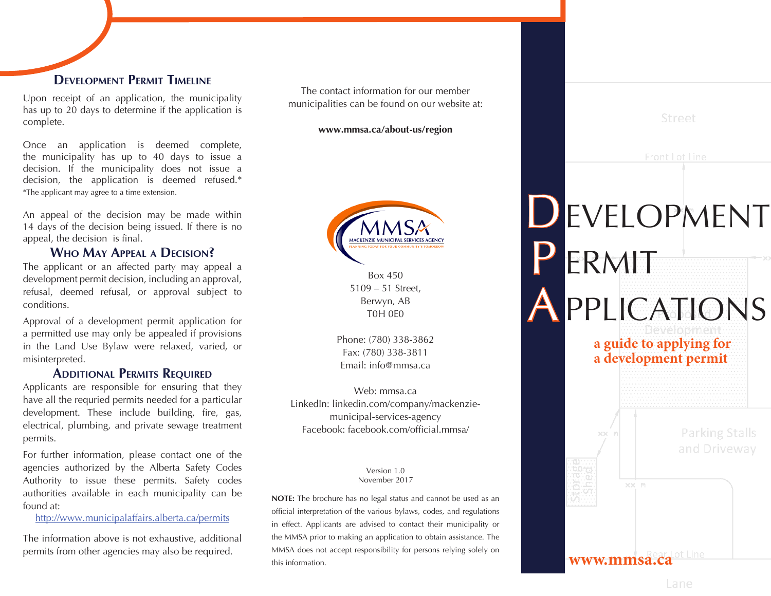## Development Permit Timeline

Upon receipt of an application, the municipality has up to 20 days to determine if the application is complete.

Once an application is deemed complete, the municipality has up to 40 days to issue a decision. If the municipality does not issue a decision, the application is deemed refused.*
*The applicant may agree to a time extension.

An appeal of the decision may be made within 14 days of the decision being issued. If there is no appeal, the decision is final.

## Who May Appeal a Decision?

The applicant or an affected party may appeal a development permit decision, including an approval, refusal, deemed refusal, or approval subject to conditions.

Approval of a development permit application for a permitted use may only be appealed if provisions in the Land Use Bylaw were relaxed, varied, or misinterpreted.

## Additional Permits Required

Applicants are responsible for ensuring that they have all the requried permits needed for a particular development. These include building, fire, gas, electrical, plumbing, and private sewage treatment permits.

For further information, please contact one of the agencies authorized by the Alberta Safety Codes Authority to issue these permits. Safety codes authorities available in each municipality can be found at:

[http://www.municipalaffairs.alberta.ca/permits](http://www.municipalaffairs.alberta.ca/permits)

The information above is not exhaustive, additional permits from other agencies may also be required.

The contact information for our member municipalities can be found on our website at:

**www.mmsa.ca/about-us/region**

MMSA
MACKENZIE MUNICIPAL SERVICES AGENCY
PLANNING TODAY FOR YOUR COMMUNITY'S TOMORROW

Box 450
5109 – 51 Street,
Berwyn, AB
T0H 0E0

Phone: (780) 338-3862
Fax: (780) 338-3811
Email: info@mmsa.ca

Web: mmsa.ca
LinkedIn: linkedin.com/company/mackenzie-municipal-services-agency
Facebook: facebook.com/official.mmsa/

Version 1.0
November 2017

**NOTE:** The brochure has no legal status and cannot be used as an official interpretation of the various bylaws, codes, and regulations in effect. Applicants are advised to contact their municipality or the MMSA prior to making an application to obtain assistance. The MMSA does not accept responsibility for persons relying solely on this information.

# Development Permit Applications

**a guide to applying for a development permit**

**www.mmsa.ca**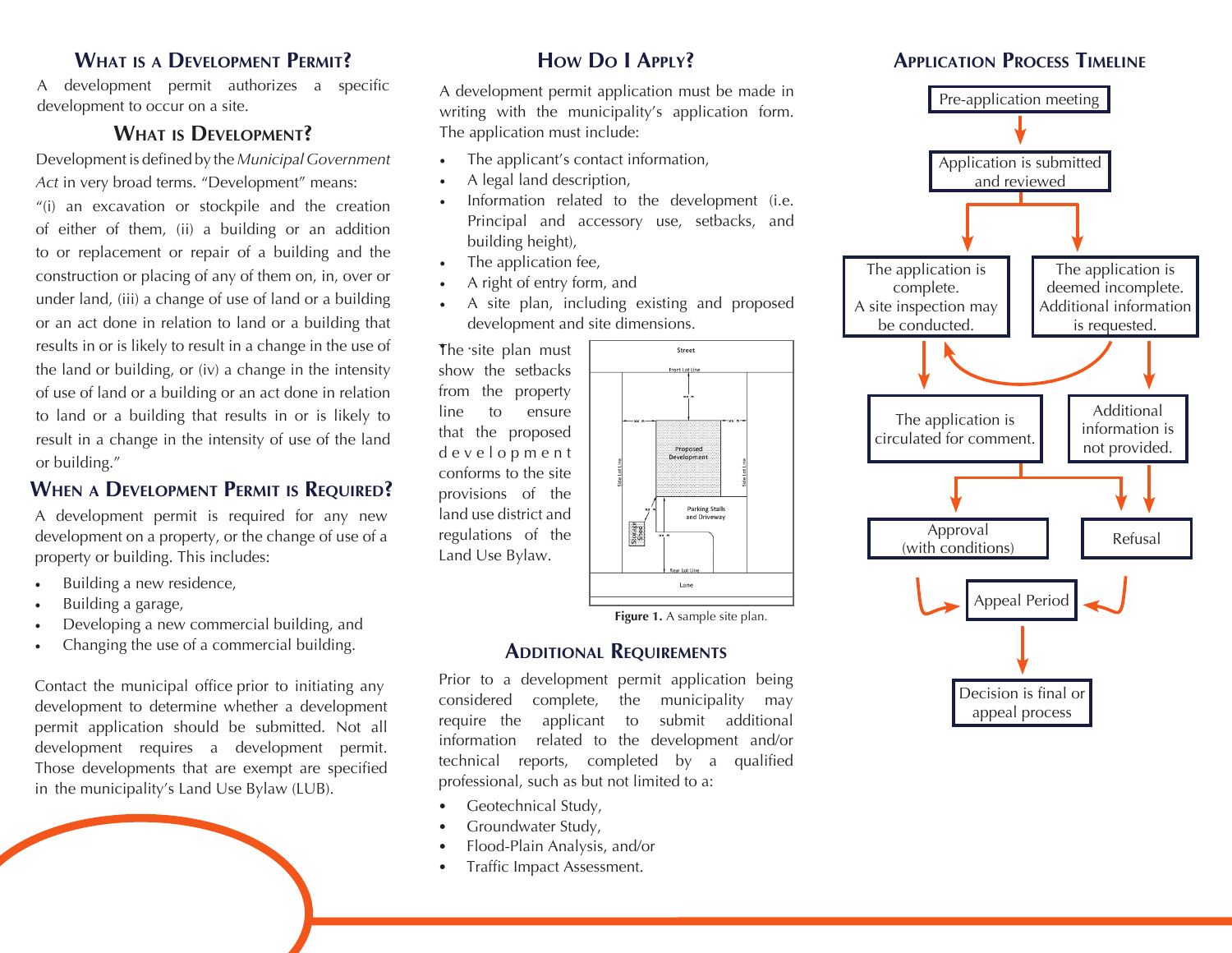## What is a Development Permit?

A development permit authorizes a specific development to occur on a site.

## What is Development?

Development is defined by the *Municipal Government Act* in very broad terms. "Development" means:

"(i) an excavation or stockpile and the creation of either of them, (ii) a building or an addition to or replacement or repair of a building and the construction or placing of any of them on, in, over or under land, (iii) a change of use of land or a building or an act done in relation to land or a building that results in or is likely to result in a change in the use of the land or building, or (iv) a change in the intensity of use of land or a building or an act done in relation to land or a building that results in or is likely to result in a change in the intensity of use of the land or building."

## When a Development Permit is Required?

A development permit is required for any new development on a property, or the change of use of a property or building. This includes:

- Building a new residence,
- Building a garage,
- Developing a new commercial building, and
- Changing the use of a commercial building.

Contact the municipal office prior to initiating any development to determine whether a development permit application should be submitted. Not all development requires a development permit. Those developments that are exempt are specified in the municipality's Land Use Bylaw (LUB).

## How Do I Apply?

A development permit application must be made in writing with the municipality's application form. The application must include:

- The applicant's contact information,
- A legal land description,
- Information related to the development (i.e. Principal and accessory use, setbacks, and building height),
- The application fee,
- A right of entry form, and
- A site plan, including existing and proposed development and site dimensions.

The site plan must show the setbacks from the property line to ensure that the proposed development conforms to the site provisions of the land use district and regulations of the Land Use Bylaw.

Street
Front Lot Line
Side Lot Line
Proposed Development
Side Lot Line
Parking Stalls and Driveway
Storage Shed
Rear Lot Line
Lane

**Figure 1.** A sample site plan.

## Additional Requirements

Prior to a development permit application being considered complete, the municipality may require the applicant to submit additional information related to the development and/or technical reports, completed by a qualified professional, such as but not limited to a:

- Geotechnical Study,
- Groundwater Study,
- Flood-Plain Analysis, and/or
- Traffic Impact Assessment.

## Application Process Timeline

Pre-application meeting

Application is submitted and reviewed

The application is complete. A site inspection may be conducted.

The application is deemed incomplete. Additional information is requested.

The application is circulated for comment.

Additional information is not provided.

Approval (with conditions)

Refusal

Appeal Period

Decision is final or appeal process